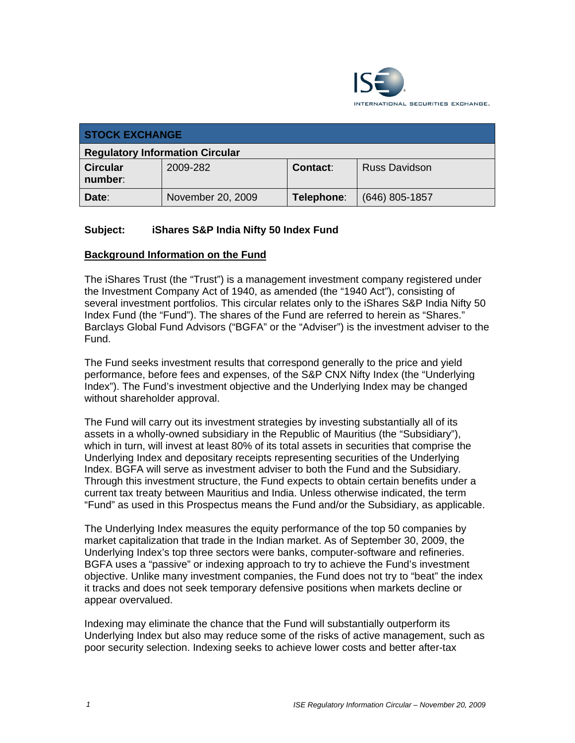ISE INTERNATIONAL SECURITIES EXCHANGE.

| STOCK EXCHANGE | | | |
|---|---|---|---|
| **Regulatory Information Circular** | | | |
| **Circular number**: | 2009-282 | **Contact**: | Russ Davidson |
| **Date**: | November 20, 2009 | **Telephone**: | (646) 805-1857 |

**Subject: iShares S&P India Nifty 50 Index Fund**

## Background Information on the Fund

The iShares Trust (the "Trust") is a management investment company registered under the Investment Company Act of 1940, as amended (the "1940 Act"), consisting of several investment portfolios. This circular relates only to the iShares S&P India Nifty 50 Index Fund (the "Fund"). The shares of the Fund are referred to herein as "Shares." Barclays Global Fund Advisors ("BGFA" or the "Adviser") is the investment adviser to the Fund.

The Fund seeks investment results that correspond generally to the price and yield performance, before fees and expenses, of the S&P CNX Nifty Index (the "Underlying Index"). The Fund's investment objective and the Underlying Index may be changed without shareholder approval.

The Fund will carry out its investment strategies by investing substantially all of its assets in a wholly-owned subsidiary in the Republic of Mauritius (the "Subsidiary"), which in turn, will invest at least 80% of its total assets in securities that comprise the Underlying Index and depositary receipts representing securities of the Underlying Index. BGFA will serve as investment adviser to both the Fund and the Subsidiary. Through this investment structure, the Fund expects to obtain certain benefits under a current tax treaty between Mauritius and India. Unless otherwise indicated, the term "Fund" as used in this Prospectus means the Fund and/or the Subsidiary, as applicable.

The Underlying Index measures the equity performance of the top 50 companies by market capitalization that trade in the Indian market. As of September 30, 2009, the Underlying Index's top three sectors were banks, computer-software and refineries. BGFA uses a "passive" or indexing approach to try to achieve the Fund's investment objective. Unlike many investment companies, the Fund does not try to "beat" the index it tracks and does not seek temporary defensive positions when markets decline or appear overvalued.

Indexing may eliminate the chance that the Fund will substantially outperform its Underlying Index but also may reduce some of the risks of active management, such as poor security selection. Indexing seeks to achieve lower costs and better after-tax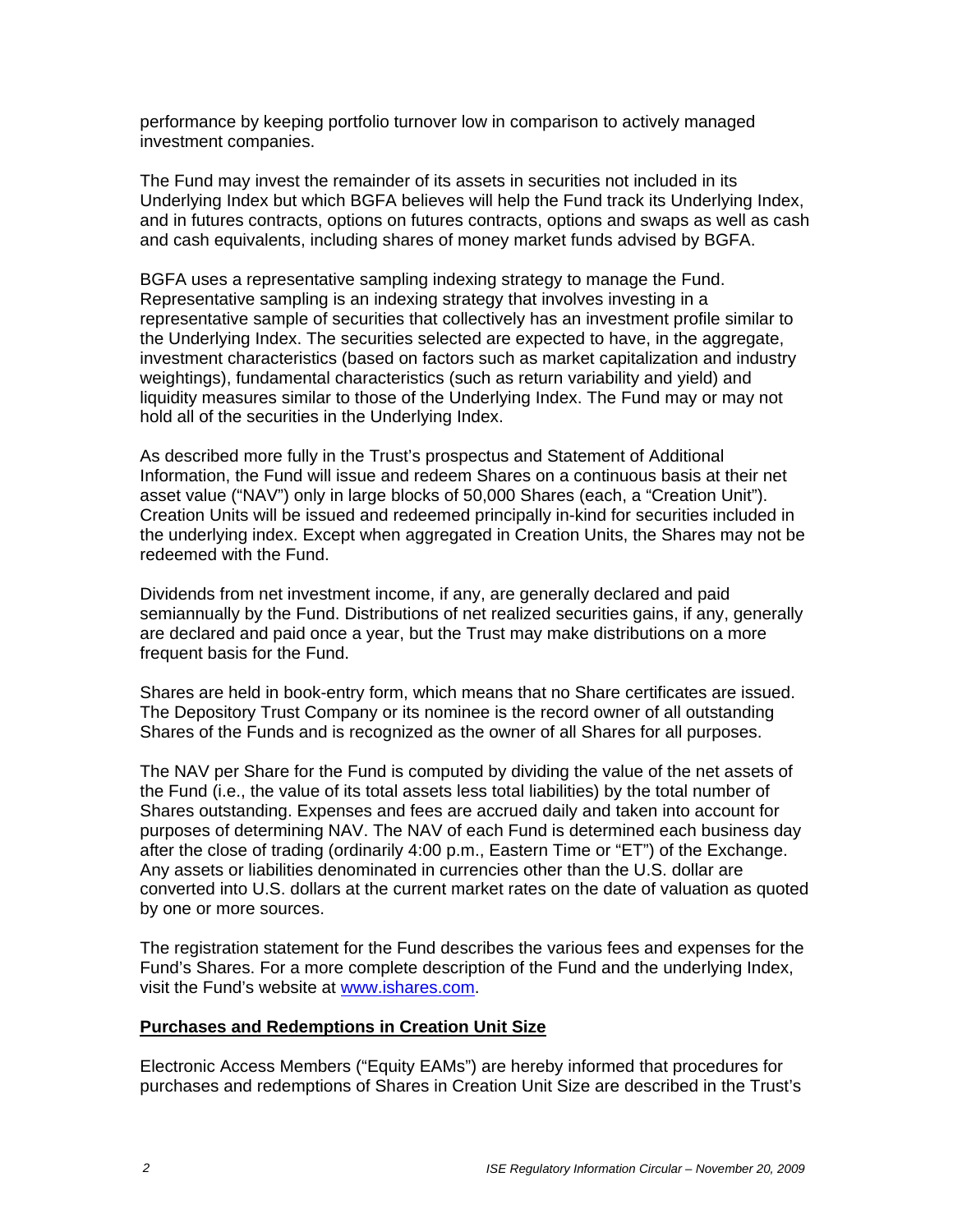performance by keeping portfolio turnover low in comparison to actively managed investment companies.

The Fund may invest the remainder of its assets in securities not included in its Underlying Index but which BGFA believes will help the Fund track its Underlying Index, and in futures contracts, options on futures contracts, options and swaps as well as cash and cash equivalents, including shares of money market funds advised by BGFA.

BGFA uses a representative sampling indexing strategy to manage the Fund. Representative sampling is an indexing strategy that involves investing in a representative sample of securities that collectively has an investment profile similar to the Underlying Index. The securities selected are expected to have, in the aggregate, investment characteristics (based on factors such as market capitalization and industry weightings), fundamental characteristics (such as return variability and yield) and liquidity measures similar to those of the Underlying Index. The Fund may or may not hold all of the securities in the Underlying Index.

As described more fully in the Trust's prospectus and Statement of Additional Information, the Fund will issue and redeem Shares on a continuous basis at their net asset value ("NAV") only in large blocks of 50,000 Shares (each, a "Creation Unit"). Creation Units will be issued and redeemed principally in-kind for securities included in the underlying index. Except when aggregated in Creation Units, the Shares may not be redeemed with the Fund.

Dividends from net investment income, if any, are generally declared and paid semiannually by the Fund. Distributions of net realized securities gains, if any, generally are declared and paid once a year, but the Trust may make distributions on a more frequent basis for the Fund.

Shares are held in book-entry form, which means that no Share certificates are issued. The Depository Trust Company or its nominee is the record owner of all outstanding Shares of the Funds and is recognized as the owner of all Shares for all purposes.

The NAV per Share for the Fund is computed by dividing the value of the net assets of the Fund (i.e., the value of its total assets less total liabilities) by the total number of Shares outstanding. Expenses and fees are accrued daily and taken into account for purposes of determining NAV. The NAV of each Fund is determined each business day after the close of trading (ordinarily 4:00 p.m., Eastern Time or "ET") of the Exchange. Any assets or liabilities denominated in currencies other than the U.S. dollar are converted into U.S. dollars at the current market rates on the date of valuation as quoted by one or more sources.

The registration statement for the Fund describes the various fees and expenses for the Fund's Shares. For a more complete description of the Fund and the underlying Index, visit the Fund's website at www.ishares.com.

**Purchases and Redemptions in Creation Unit Size**

Electronic Access Members ("Equity EAMs") are hereby informed that procedures for purchases and redemptions of Shares in Creation Unit Size are described in the Trust's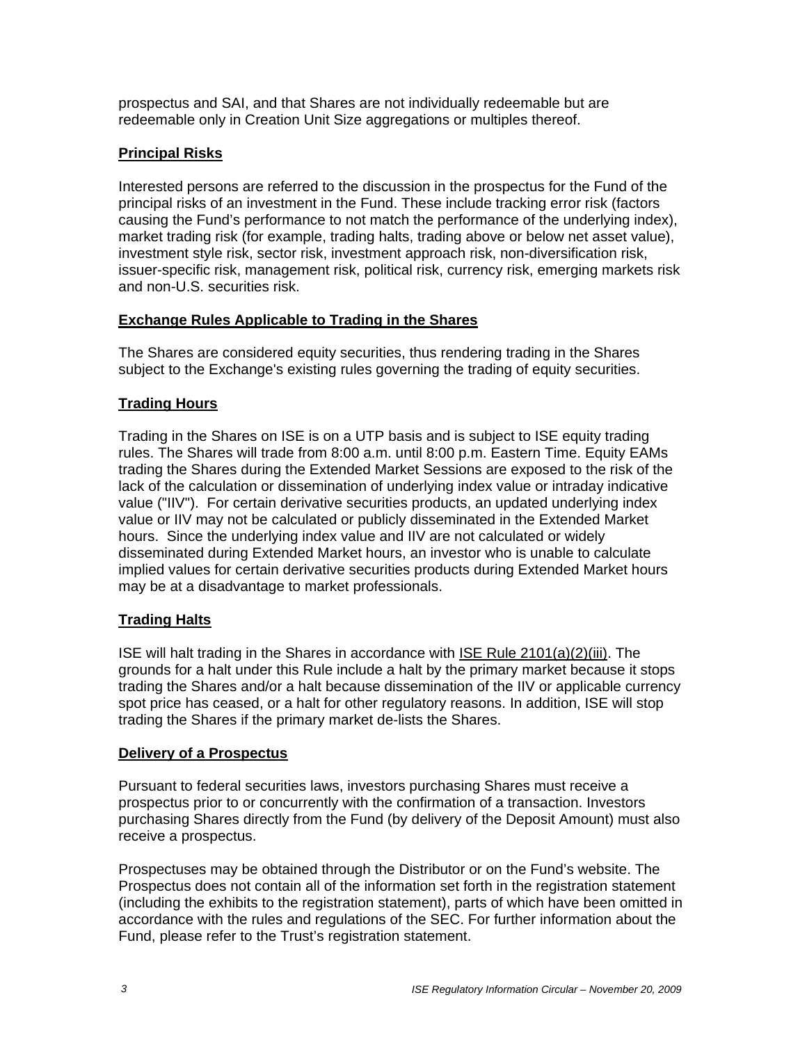prospectus and SAI, and that Shares are not individually redeemable but are redeemable only in Creation Unit Size aggregations or multiples thereof.

## Principal Risks

Interested persons are referred to the discussion in the prospectus for the Fund of the principal risks of an investment in the Fund. These include tracking error risk (factors causing the Fund's performance to not match the performance of the underlying index), market trading risk (for example, trading halts, trading above or below net asset value), investment style risk, sector risk, investment approach risk, non-diversification risk, issuer-specific risk, management risk, political risk, currency risk, emerging markets risk and non-U.S. securities risk.

## Exchange Rules Applicable to Trading in the Shares

The Shares are considered equity securities, thus rendering trading in the Shares subject to the Exchange's existing rules governing the trading of equity securities.

## Trading Hours

Trading in the Shares on ISE is on a UTP basis and is subject to ISE equity trading rules. The Shares will trade from 8:00 a.m. until 8:00 p.m. Eastern Time. Equity EAMs trading the Shares during the Extended Market Sessions are exposed to the risk of the lack of the calculation or dissemination of underlying index value or intraday indicative value ("IIV"). For certain derivative securities products, an updated underlying index value or IIV may not be calculated or publicly disseminated in the Extended Market hours. Since the underlying index value and IIV are not calculated or widely disseminated during Extended Market hours, an investor who is unable to calculate implied values for certain derivative securities products during Extended Market hours may be at a disadvantage to market professionals.

## Trading Halts

ISE will halt trading in the Shares in accordance with ISE Rule 2101(a)(2)(iii). The grounds for a halt under this Rule include a halt by the primary market because it stops trading the Shares and/or a halt because dissemination of the IIV or applicable currency spot price has ceased, or a halt for other regulatory reasons. In addition, ISE will stop trading the Shares if the primary market de-lists the Shares.

## Delivery of a Prospectus

Pursuant to federal securities laws, investors purchasing Shares must receive a prospectus prior to or concurrently with the confirmation of a transaction. Investors purchasing Shares directly from the Fund (by delivery of the Deposit Amount) must also receive a prospectus.

Prospectuses may be obtained through the Distributor or on the Fund's website. The Prospectus does not contain all of the information set forth in the registration statement (including the exhibits to the registration statement), parts of which have been omitted in accordance with the rules and regulations of the SEC. For further information about the Fund, please refer to the Trust's registration statement.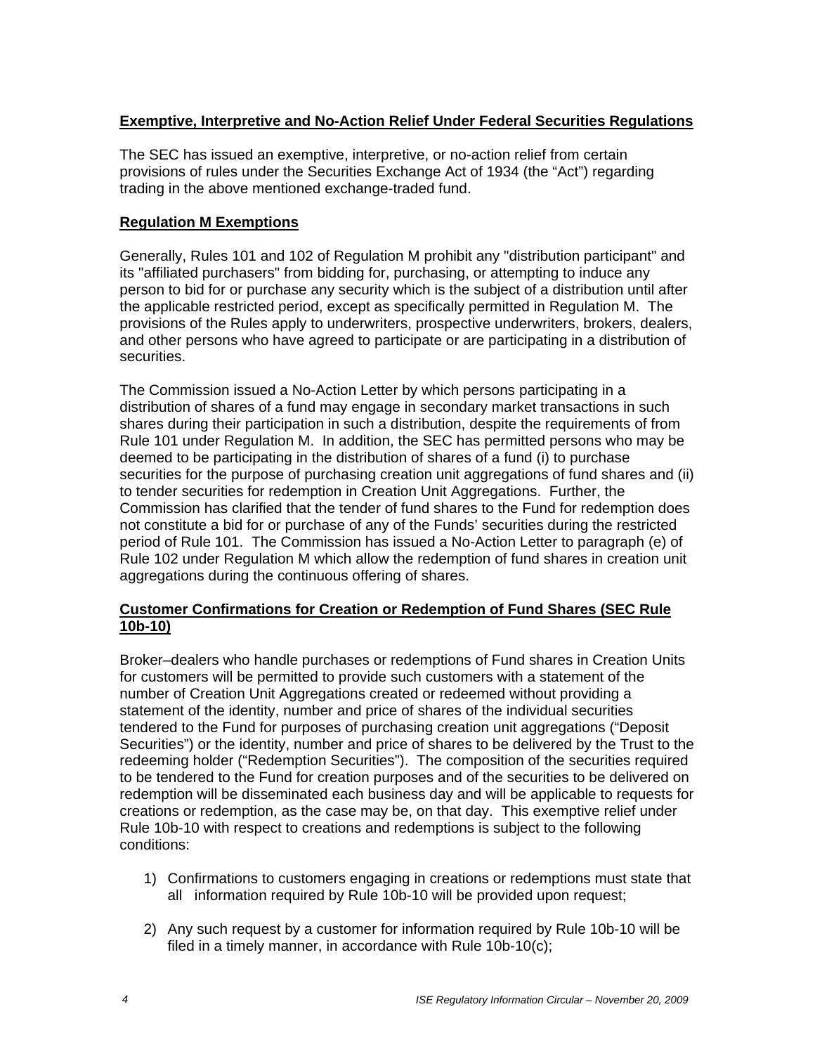## Exemptive, Interpretive and No-Action Relief Under Federal Securities Regulations

The SEC has issued an exemptive, interpretive, or no-action relief from certain provisions of rules under the Securities Exchange Act of 1934 (the "Act") regarding trading in the above mentioned exchange-traded fund.

## Regulation M Exemptions

Generally, Rules 101 and 102 of Regulation M prohibit any "distribution participant" and its "affiliated purchasers" from bidding for, purchasing, or attempting to induce any person to bid for or purchase any security which is the subject of a distribution until after the applicable restricted period, except as specifically permitted in Regulation M. The provisions of the Rules apply to underwriters, prospective underwriters, brokers, dealers, and other persons who have agreed to participate or are participating in a distribution of securities.

The Commission issued a No-Action Letter by which persons participating in a distribution of shares of a fund may engage in secondary market transactions in such shares during their participation in such a distribution, despite the requirements of from Rule 101 under Regulation M. In addition, the SEC has permitted persons who may be deemed to be participating in the distribution of shares of a fund (i) to purchase securities for the purpose of purchasing creation unit aggregations of fund shares and (ii) to tender securities for redemption in Creation Unit Aggregations. Further, the Commission has clarified that the tender of fund shares to the Fund for redemption does not constitute a bid for or purchase of any of the Funds' securities during the restricted period of Rule 101. The Commission has issued a No-Action Letter to paragraph (e) of Rule 102 under Regulation M which allow the redemption of fund shares in creation unit aggregations during the continuous offering of shares.

## Customer Confirmations for Creation or Redemption of Fund Shares (SEC Rule 10b-10)

Broker–dealers who handle purchases or redemptions of Fund shares in Creation Units for customers will be permitted to provide such customers with a statement of the number of Creation Unit Aggregations created or redeemed without providing a statement of the identity, number and price of shares of the individual securities tendered to the Fund for purposes of purchasing creation unit aggregations ("Deposit Securities") or the identity, number and price of shares to be delivered by the Trust to the redeeming holder ("Redemption Securities"). The composition of the securities required to be tendered to the Fund for creation purposes and of the securities to be delivered on redemption will be disseminated each business day and will be applicable to requests for creations or redemption, as the case may be, on that day. This exemptive relief under Rule 10b-10 with respect to creations and redemptions is subject to the following conditions:

1) Confirmations to customers engaging in creations or redemptions must state that all information required by Rule 10b-10 will be provided upon request;

2) Any such request by a customer for information required by Rule 10b-10 will be filed in a timely manner, in accordance with Rule 10b-10(c);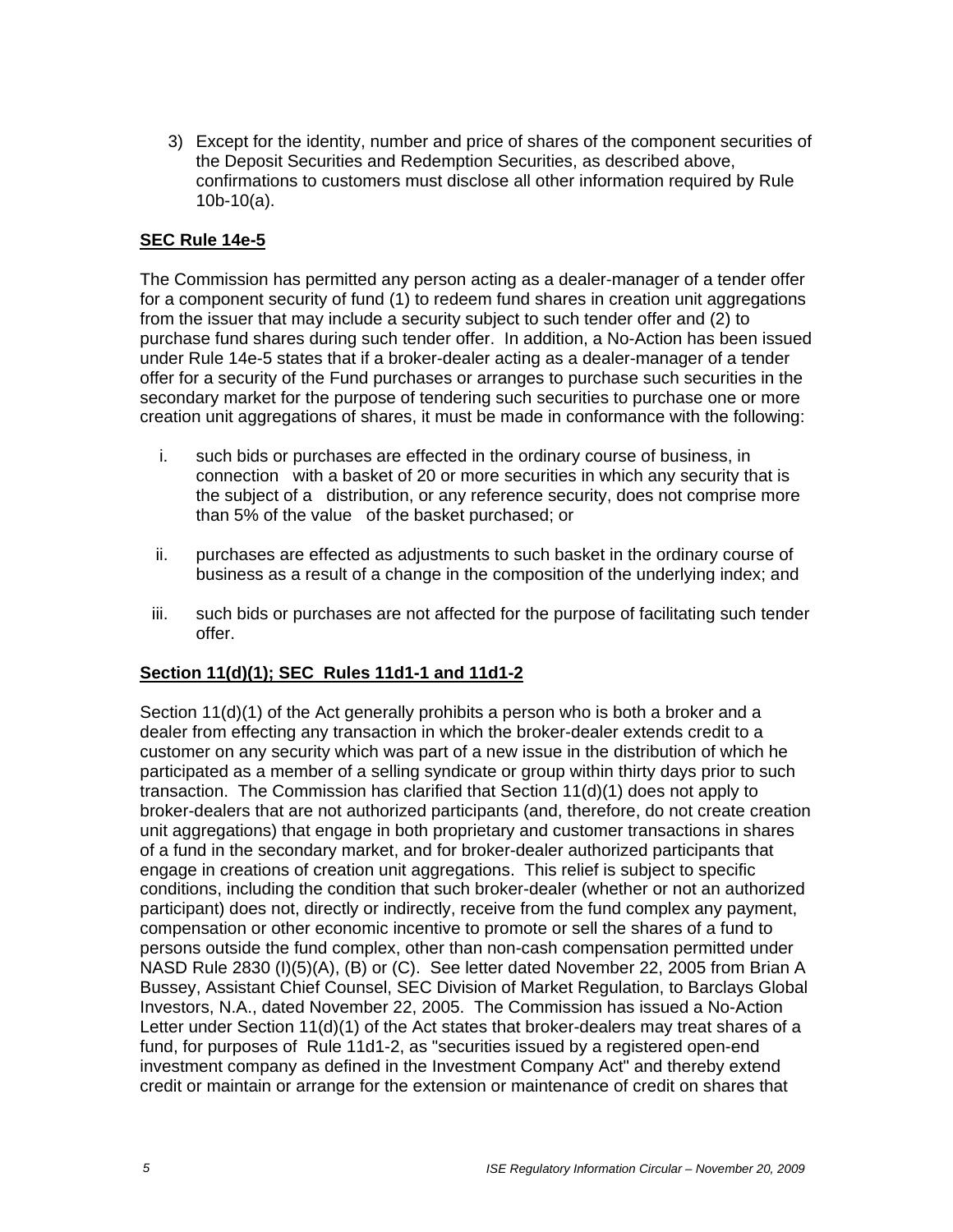3) Except for the identity, number and price of shares of the component securities of the Deposit Securities and Redemption Securities, as described above, confirmations to customers must disclose all other information required by Rule 10b-10(a).

**SEC Rule 14e-5**

The Commission has permitted any person acting as a dealer-manager of a tender offer for a component security of fund (1) to redeem fund shares in creation unit aggregations from the issuer that may include a security subject to such tender offer and (2) to purchase fund shares during such tender offer. In addition, a No-Action has been issued under Rule 14e-5 states that if a broker-dealer acting as a dealer-manager of a tender offer for a security of the Fund purchases or arranges to purchase such securities in the secondary market for the purpose of tendering such securities to purchase one or more creation unit aggregations of shares, it must be made in conformance with the following:

i. such bids or purchases are effected in the ordinary course of business, in connection with a basket of 20 or more securities in which any security that is the subject of a distribution, or any reference security, does not comprise more than 5% of the value of the basket purchased; or

ii. purchases are effected as adjustments to such basket in the ordinary course of business as a result of a change in the composition of the underlying index; and

iii. such bids or purchases are not affected for the purpose of facilitating such tender offer.

**Section 11(d)(1); SEC Rules 11d1-1 and 11d1-2**

Section 11(d)(1) of the Act generally prohibits a person who is both a broker and a dealer from effecting any transaction in which the broker-dealer extends credit to a customer on any security which was part of a new issue in the distribution of which he participated as a member of a selling syndicate or group within thirty days prior to such transaction. The Commission has clarified that Section 11(d)(1) does not apply to broker-dealers that are not authorized participants (and, therefore, do not create creation unit aggregations) that engage in both proprietary and customer transactions in shares of a fund in the secondary market, and for broker-dealer authorized participants that engage in creations of creation unit aggregations. This relief is subject to specific conditions, including the condition that such broker-dealer (whether or not an authorized participant) does not, directly or indirectly, receive from the fund complex any payment, compensation or other economic incentive to promote or sell the shares of a fund to persons outside the fund complex, other than non-cash compensation permitted under NASD Rule 2830 (I)(5)(A), (B) or (C). See letter dated November 22, 2005 from Brian A Bussey, Assistant Chief Counsel, SEC Division of Market Regulation, to Barclays Global Investors, N.A., dated November 22, 2005. The Commission has issued a No-Action Letter under Section 11(d)(1) of the Act states that broker-dealers may treat shares of a fund, for purposes of Rule 11d1-2, as "securities issued by a registered open-end investment company as defined in the Investment Company Act" and thereby extend credit or maintain or arrange for the extension or maintenance of credit on shares that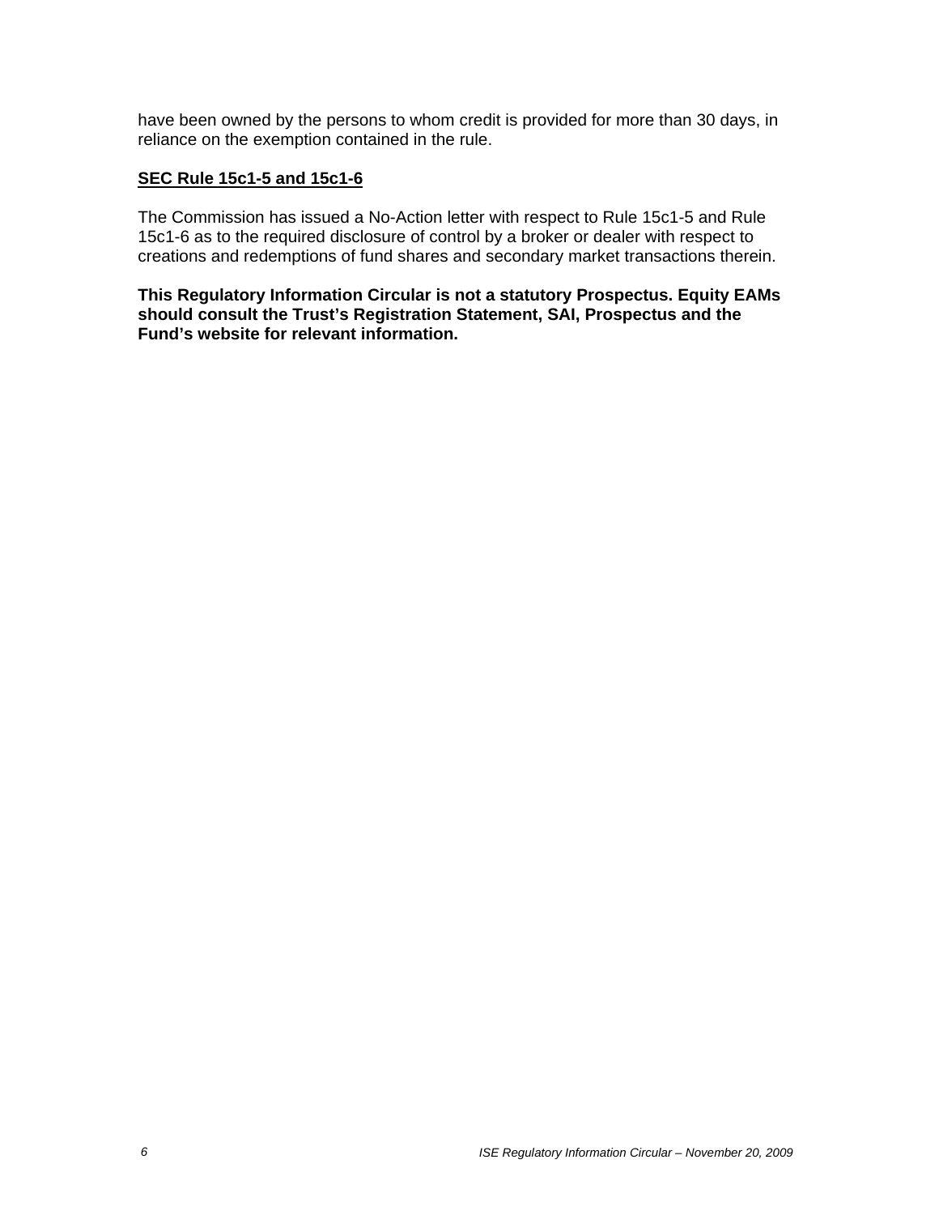have been owned by the persons to whom credit is provided for more than 30 days, in reliance on the exemption contained in the rule.

**SEC Rule 15c1-5 and 15c1-6**

The Commission has issued a No-Action letter with respect to Rule 15c1-5 and Rule 15c1-6 as to the required disclosure of control by a broker or dealer with respect to creations and redemptions of fund shares and secondary market transactions therein.

**This Regulatory Information Circular is not a statutory Prospectus. Equity EAMs should consult the Trust's Registration Statement, SAI, Prospectus and the Fund's website for relevant information.**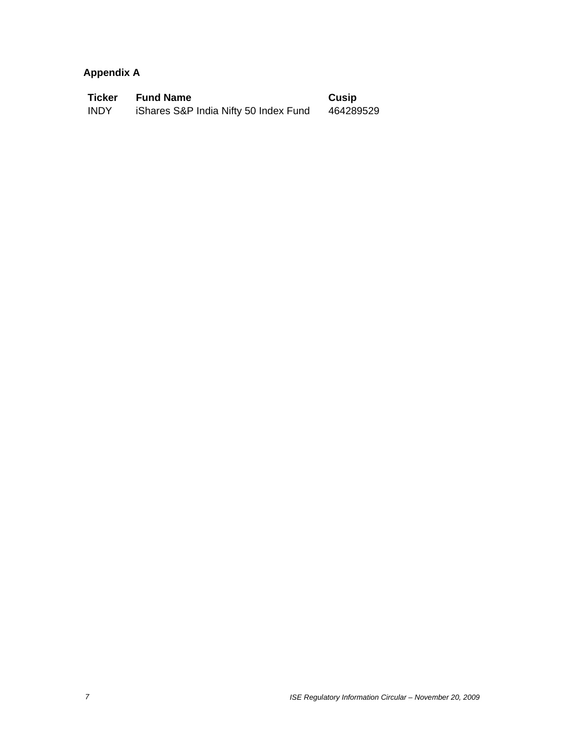**Appendix A**

| Ticker | Fund Name | Cusip |
| --- | --- | --- |
| INDY | iShares S&P India Nifty 50 Index Fund | 464289529 |